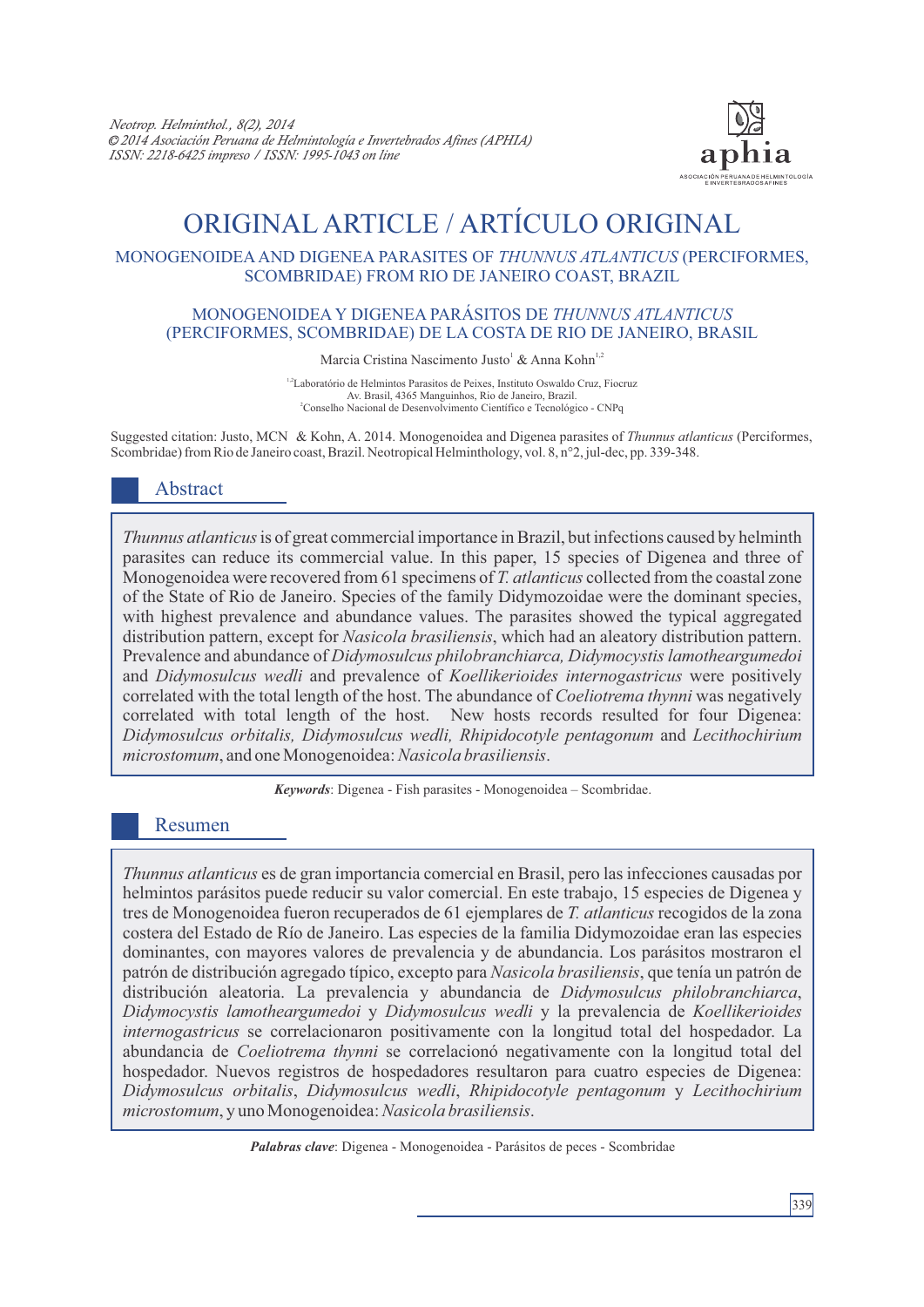# ORIGINAL ARTICLE / ARTÍCULO ORIGINAL

## MONOGENOIDEA AND DIGENEA PARASITES OF *THUNNUS ATLANTICUS* (PERCIFORMES, SCOMBRIDAE) FROM RIO DE JANEIRO COAST, BRAZIL

## MONOGENOIDEA Y DIGENEA PARÁSITOS DE *THUNNUS ATLANTICUS* (PERCIFORMES, SCOMBRIDAE) DE LA COSTA DE RIO DE JANEIRO, BRASIL

Marcia Cristina Nascimento Justo[1] & Anna Kohn[1,2]

[1,2]Laboratório de Helmintos Parasitos de Peixes, Instituto Oswaldo Cruz, Fiocruz Av. Brasil, 4365 Manguinhos, Rio de Janeiro, Brazil.
[2]Conselho Nacional de Desenvolvimento Científico e Tecnológico - CNPq

Suggested citation: Justo, MCN & Kohn, A. 2014. Monogenoidea and Digenea parasites of *Thunnus atlanticus* (Perciformes, Scombridae) from Rio de Janeiro coast, Brazil. Neotropical Helminthology, vol. 8, n°2, jul-dec, pp. 339-348.

## Abstract

*Thunnus atlanticus* is of great commercial importance in Brazil, but infections caused by helminth parasites can reduce its commercial value. In this paper, 15 species of Digenea and three of Monogenoidea were recovered from 61 specimens of *T. atlanticus* collected from the coastal zone of the State of Rio de Janeiro. Species of the family Didymozoidae were the dominant species, with highest prevalence and abundance values. The parasites showed the typical aggregated distribution pattern, except for *Nasicola brasiliensis*, which had an aleatory distribution pattern. Prevalence and abundance of *Didymosulcus philobranchiarca, Didymocystis lamotheargumedoi* and *Didymosulcus wedli* and prevalence of *Koellikerioides internogastricus* were positively correlated with the total length of the host. The abundance of *Coeliotrema thynni* was negatively correlated with total length of the host. New hosts records resulted for four Digenea: *Didymosulcus orbitalis, Didymosulcus wedli, Rhipidocotyle pentagonum* and *Lecithochirium microstomum*, and one Monogenoidea: *Nasicola brasiliensis*.

***Keywords***: Digenea - Fish parasites - Monogenoidea – Scombridae.

## Resumen

*Thunnus atlanticus* es de gran importancia comercial en Brasil, pero las infecciones causadas por helmintos parásitos puede reducir su valor comercial. En este trabajo, 15 especies de Digenea y tres de Monogenoidea fueron recuperados de 61 ejemplares de *T. atlanticus* recogidos de la zona costera del Estado de Río de Janeiro. Las especies de la familia Didymozoidae eran las especies dominantes, con mayores valores de prevalencia y de abundancia. Los parásitos mostraron el patrón de distribución agregado típico, excepto para *Nasicola brasiliensis*, que tenía un patrón de distribución aleatoria. La prevalencia y abundancia de *Didymosulcus philobranchiarca*, *Didymocystis lamotheargumedoi* y *Didymosulcus wedli* y la prevalencia de *Koellikerioides internogastricus* se correlacionaron positivamente con la longitud total del hospedador. La abundancia de *Coeliotrema thynni* se correlacionó negativamente con la longitud total del hospedador. Nuevos registros de hospedadores resultaron para cuatro especies de Digenea: *Didymosulcus orbitalis*, *Didymosulcus wedli*, *Rhipidocotyle pentagonum* y *Lecithochirium microstomum*, y uno Monogenoidea: *Nasicola brasiliensis*.

***Palabras clave***: Digenea - Monogenoidea - Parásitos de peces - Scombridae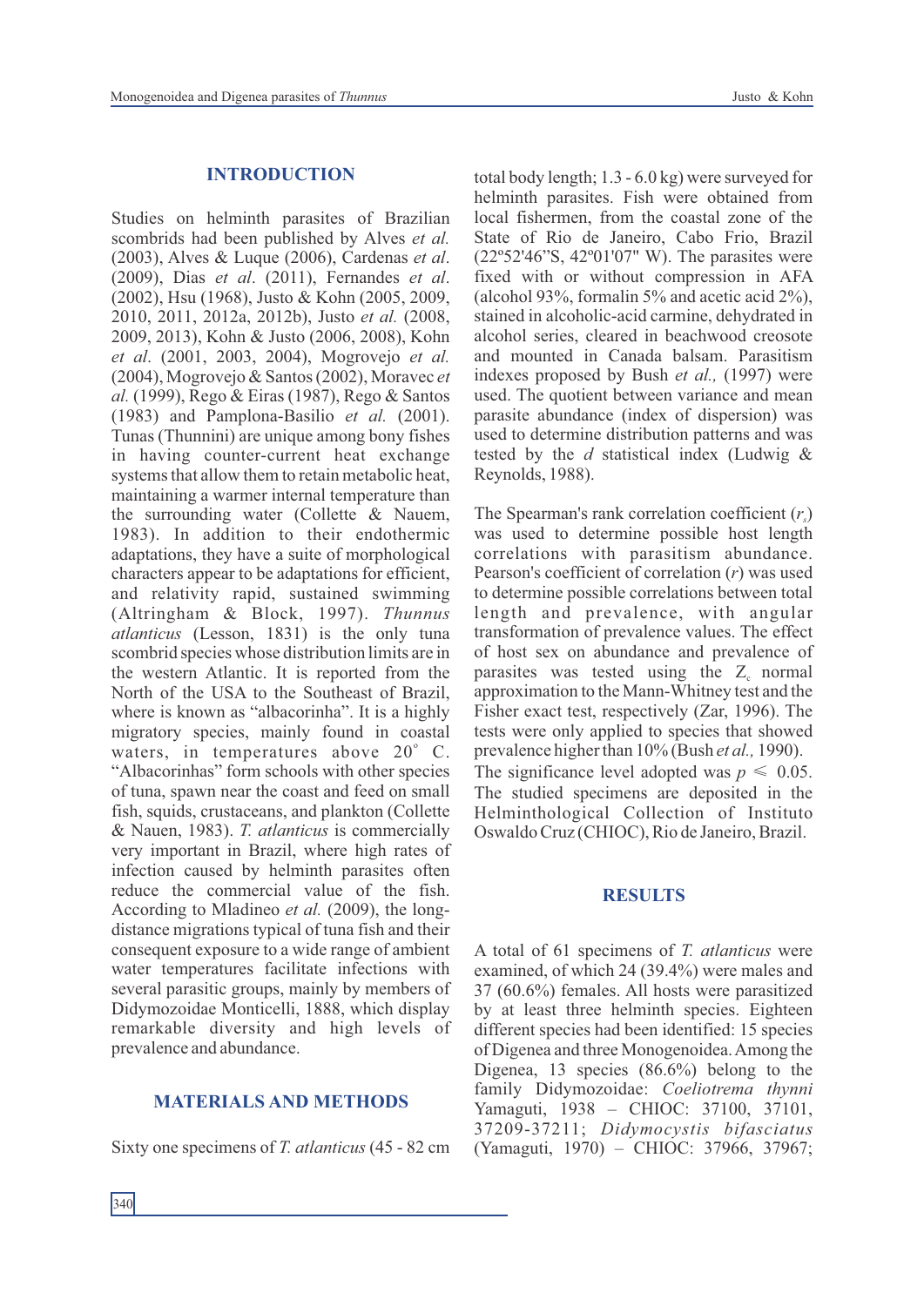## INTRODUCTION

Studies on helminth parasites of Brazilian scombrids had been published by Alves *et al.* (2003), Alves & Luque (2006), Cardenas *et al.* (2009), Dias *et al.* (2011), Fernandes *et al.* (2002), Hsu (1968), Justo & Kohn (2005, 2009, 2010, 2011, 2012a, 2012b), Justo *et al.* (2008, 2009, 2013), Kohn & Justo (2006, 2008), Kohn *et al.* (2001, 2003, 2004), Mogrovejo *et al.* (2004), Mogrovejo & Santos (2002), Moravec *et al.* (1999), Rego & Eiras (1987), Rego & Santos (1983) and Pamplona-Basilio *et al.* (2001). Tunas (Thunnini) are unique among bony fishes in having counter-current heat exchange systems that allow them to retain metabolic heat, maintaining a warmer internal temperature than the surrounding water (Collette & Nauem, 1983). In addition to their endothermic adaptations, they have a suite of morphological characters appear to be adaptations for efficient, and relativity rapid, sustained swimming (Altringham & Block, 1997). *Thunnus atlanticus* (Lesson, 1831) is the only tuna scombrid species whose distribution limits are in the western Atlantic. It is reported from the North of the USA to the Southeast of Brazil, where is known as "albacorinha". It is a highly migratory species, mainly found in coastal waters, in temperatures above 20° C. "Albacorinhas" form schools with other species of tuna, spawn near the coast and feed on small fish, squids, crustaceans, and plankton (Collette & Nauen, 1983). *T. atlanticus* is commercially very important in Brazil, where high rates of infection caused by helminth parasites often reduce the commercial value of the fish. According to Mladineo *et al.* (2009), the long-distance migrations typical of tuna fish and their consequent exposure to a wide range of ambient water temperatures facilitate infections with several parasitic groups, mainly by members of Didymozoidae Monticelli, 1888, which display remarkable diversity and high levels of prevalence and abundance.

## MATERIALS AND METHODS

Sixty one specimens of *T. atlanticus* (45 - 82 cm total body length; 1.3 - 6.0 kg) were surveyed for helminth parasites. Fish were obtained from local fishermen, from the coastal zone of the State of Rio de Janeiro, Cabo Frio, Brazil (22º52'46"S, 42º01'07" W). The parasites were fixed with or without compression in AFA (alcohol 93%, formalin 5% and acetic acid 2%), stained in alcoholic-acid carmine, dehydrated in alcohol series, cleared in beachwood creosote and mounted in Canada balsam. Parasitism indexes proposed by Bush *et al.,* (1997) were used. The quotient between variance and mean parasite abundance (index of dispersion) was used to determine distribution patterns and was tested by the *d* statistical index (Ludwig & Reynolds, 1988).

The Spearman's rank correlation coefficient ($r_s$) was used to determine possible host length correlations with parasitism abundance. Pearson's coefficient of correlation ($r$) was used to determine possible correlations between total length and prevalence, with angular transformation of prevalence values. The effect of host sex on abundance and prevalence of parasites was tested using the $Z_c$ normal approximation to the Mann-Whitney test and the Fisher exact test, respectively (Zar, 1996). The tests were only applied to species that showed prevalence higher than 10% (Bush *et al.,* 1990). The significance level adopted was $p \leq 0.05$. The studied specimens are deposited in the Helminthological Collection of Instituto Oswaldo Cruz (CHIOC), Rio de Janeiro, Brazil.

## RESULTS

A total of 61 specimens of *T. atlanticus* were examined, of which 24 (39.4%) were males and 37 (60.6%) females. All hosts were parasitized by at least three helminth species. Eighteen different species had been identified: 15 species of Digenea and three Monogenoidea. Among the Digenea, 13 species (86.6%) belong to the family Didymozoidae: *Coeliotrema thynni* Yamaguti, 1938 – CHIOC: 37100, 37101, 37209-37211; *Didymocystis bifasciatus* (Yamaguti, 1970) – CHIOC: 37966, 37967;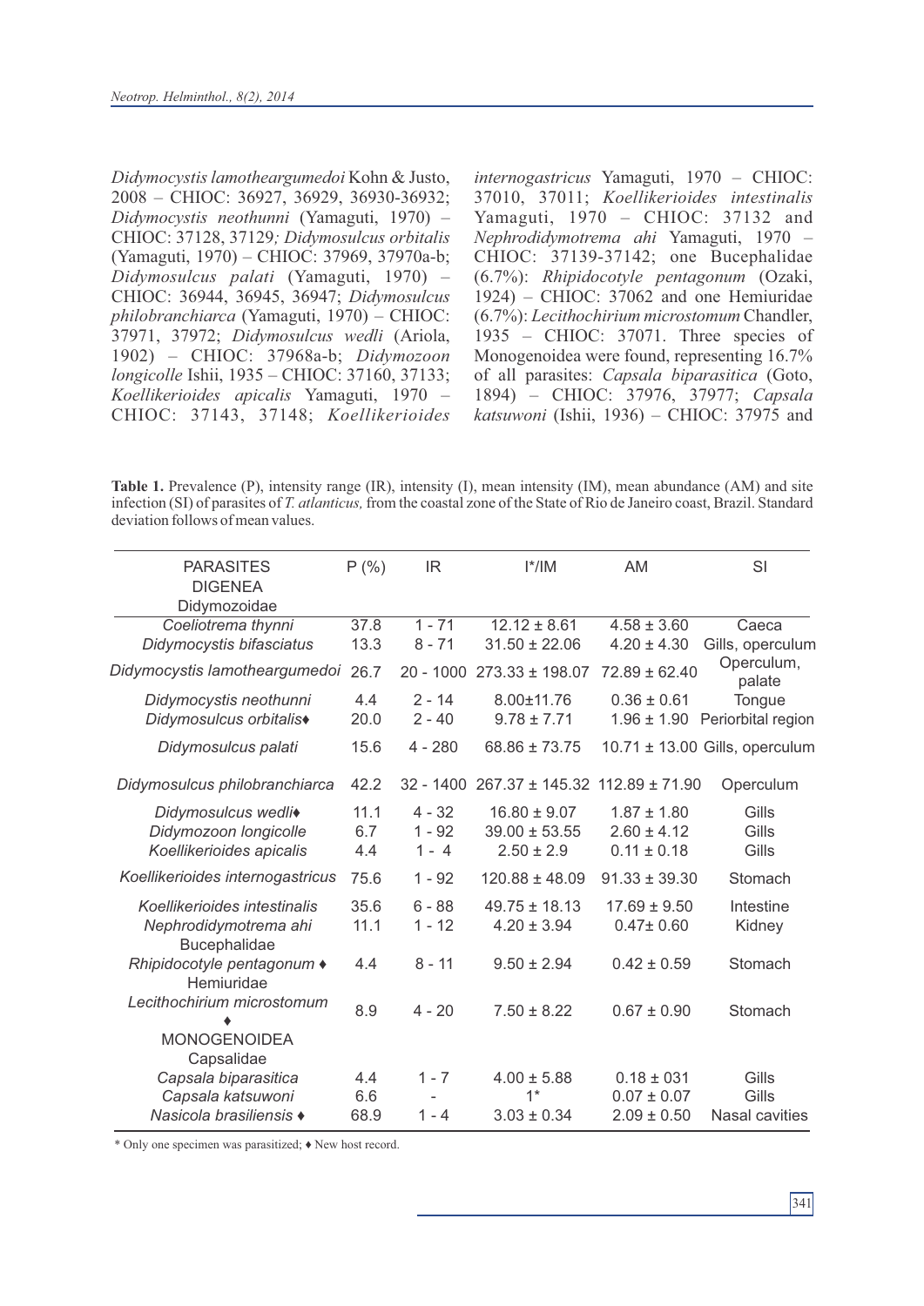*Didymocystis lamotheargumedoi* Kohn & Justo, 2008 – CHIOC: 36927, 36929, 36930-36932; *Didymocystis neothunni* (Yamaguti, 1970) – CHIOC: 37128, 37129*; Didymosulcus orbitalis* (Yamaguti, 1970) – CHIOC: 37969, 37970a-b; *Didymosulcus palati* (Yamaguti, 1970) – CHIOC: 36944, 36945, 36947; *Didymosulcus philobranchiarca* (Yamaguti, 1970) – CHIOC: 37971, 37972; *Didymosulcus wedli* (Ariola, 1902) – CHIOC: 37968a-b; *Didymozoon longicolle* Ishii, 1935 – CHIOC: 37160, 37133; *Koellikerioides apicalis* Yamaguti, 1970 – CHIOC: 37143, 37148; *Koellikerioides internogastricus* Yamaguti, 1970 – CHIOC: 37010, 37011; *Koellikerioides intestinalis* Yamaguti, 1970 – CHIOC: 37132 and *Nephrodidymotrema ahi* Yamaguti, 1970 – CHIOC: 37139-37142; one Bucephalidae (6.7%): *Rhipidocotyle pentagonum* (Ozaki, 1924) – CHIOC: 37062 and one Hemiuridae (6.7%): *Lecithochirium microstomum* Chandler, 1935 – CHIOC: 37071. Three species of Monogenoidea were found, representing 16.7% of all parasites: *Capsala biparasitica* (Goto, 1894) – CHIOC: 37976, 37977; *Capsala katsuwoni* (Ishii, 1936) – CHIOC: 37975 and

**Table 1.** Prevalence (P), intensity range (IR), intensity (I), mean intensity (IM), mean abundance (AM) and site infection (SI) of parasites of *T. atlanticus,* from the coastal zone of the State of Rio de Janeiro coast, Brazil. Standard deviation follows of mean values.

| PARASITES | P (%) | IR | I*/IM | AM | SI |
|---|---|---|---|---|---|
| DIGENEA | | | | | |
| Didymozoidae | | | | | |
| *Coeliotrema thynni* | 37.8 | 1 - 71 | 12.12 ± 8.61 | 4.58 ± 3.60 | Caeca |
| *Didymocystis bifasciatus* | 13.3 | 8 - 71 | 31.50 ± 22.06 | 4.20 ± 4.30 | Gills, operculum |
| *Didymocystis lamotheargumedoi* | 26.7 | 20 - 1000 | 273.33 ± 198.07 | 72.89 ± 62.40 | Operculum, palate |
| *Didymocystis neothunni* | 4.4 | 2 - 14 | 8.00±11.76 | 0.36 ± 0.61 | Tongue |
| *Didymosulcus orbitalis*♦ | 20.0 | 2 - 40 | 9.78 ± 7.71 | 1.96 ± 1.90 | Periorbital region |
| *Didymosulcus palati* | 15.6 | 4 - 280 | 68.86 ± 73.75 | 10.71 ± 13.00 | Gills, operculum |
| *Didymosulcus philobranchiarca* | 42.2 | 32 - 1400 | 267.37 ± 145.32 | 112.89 ± 71.90 | Operculum |
| *Didymosulcus wedli*♦ | 11.1 | 4 - 32 | 16.80 ± 9.07 | 1.87 ± 1.80 | Gills |
| *Didymozoon longicolle* | 6.7 | 1 - 92 | 39.00 ± 53.55 | 2.60 ± 4.12 | Gills |
| *Koellikerioides apicalis* | 4.4 | 1 - 4 | 2.50 ± 2.9 | 0.11 ± 0.18 | Gills |
| *Koellikerioides internogastricus* | 75.6 | 1 - 92 | 120.88 ± 48.09 | 91.33 ± 39.30 | Stomach |
| *Koellikerioides intestinalis* | 35.6 | 6 - 88 | 49.75 ± 18.13 | 17.69 ± 9.50 | Intestine |
| *Nephrodidymotrema ahi* | 11.1 | 1 - 12 | 4.20 ± 3.94 | 0.47± 0.60 | Kidney |
| Bucephalidae | | | | | |
| *Rhipidocotyle pentagonum* ♦ | 4.4 | 8 - 11 | 9.50 ± 2.94 | 0.42 ± 0.59 | Stomach |
| Hemiuridae | | | | | |
| *Lecithochirium microstomum* ♦ | 8.9 | 4 - 20 | 7.50 ± 8.22 | 0.67 ± 0.90 | Stomach |
| MONOGENOIDEA | | | | | |
| Capsalidae | | | | | |
| *Capsala biparasitica* | 4.4 | 1 - 7 | 4.00 ± 5.88 | 0.18 ± 031 | Gills |
| *Capsala katsuwoni* | 6.6 | - | 1* | 0.07 ± 0.07 | Gills |
| *Nasicola brasiliensis* ♦ | 68.9 | 1 - 4 | 3.03 ± 0.34 | 2.09 ± 0.50 | Nasal cavities |

\* Only one specimen was parasitized; ♦ New host record.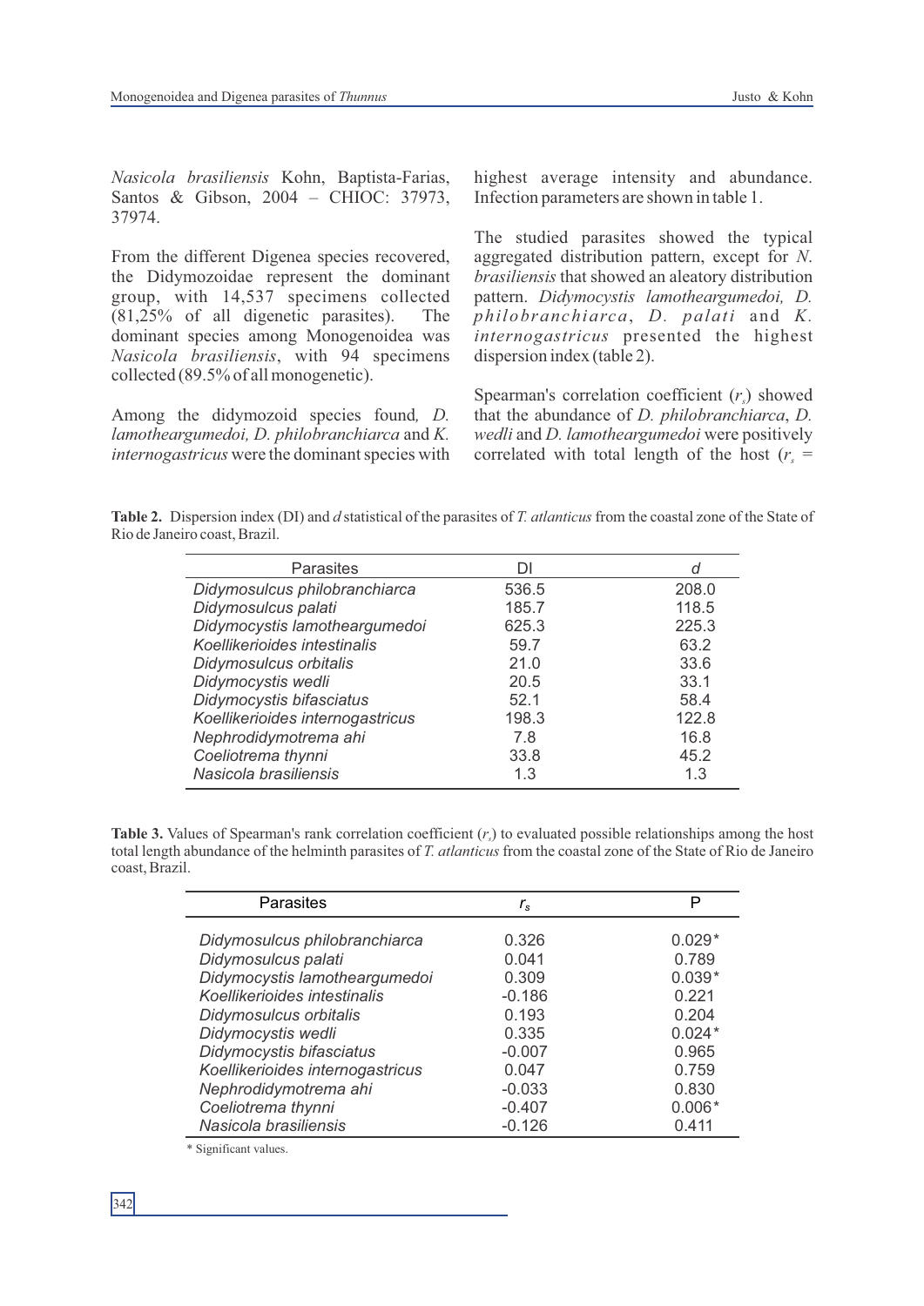*Nasicola brasiliensis* Kohn, Baptista-Farias, Santos & Gibson, 2004 – CHIOC: 37973, 37974.

From the different Digenea species recovered, the Didymozoidae represent the dominant group, with 14,537 specimens collected (81,25% of all digenetic parasites). The dominant species among Monogenoidea was *Nasicola brasiliensis*, with 94 specimens collected (89.5% of all monogenetic).

Among the didymozoid species found, *D. lamotheargumedoi, D. philobranchiarca* and *K. internogastricus* were the dominant species with highest average intensity and abundance. Infection parameters are shown in table 1.

The studied parasites showed the typical aggregated distribution pattern, except for *N. brasiliensis* that showed an aleatory distribution pattern. *Didymocystis lamotheargumedoi, D. philobranchiarca*, *D. palati* and *K. internogastricus* presented the highest dispersion index (table 2).

Spearman's correlation coefficient ($r_s$) showed that the abundance of *D. philobranchiarca*, *D. wedli* and *D. lamotheargumedoi* were positively correlated with total length of the host ($r_s$ =

**Table 2.** Dispersion index (DI) and *d* statistical of the parasites of *T. atlanticus* from the coastal zone of the State of Rio de Janeiro coast, Brazil.

| Parasites | DI | *d* |
|---|---|---|
| *Didymosulcus philobranchiarca* | 536.5 | 208.0 |
| *Didymosulcus palati* | 185.7 | 118.5 |
| *Didymocystis lamotheargumedoi* | 625.3 | 225.3 |
| *Koellikerioides intestinalis* | 59.7 | 63.2 |
| *Didymosulcus orbitalis* | 21.0 | 33.6 |
| *Didymocystis wedli* | 20.5 | 33.1 |
| *Didymocystis bifasciatus* | 52.1 | 58.4 |
| *Koellikerioides internogastricus* | 198.3 | 122.8 |
| *Nephrodidymotrema ahi* | 7.8 | 16.8 |
| *Coeliotrema thynni* | 33.8 | 45.2 |
| *Nasicola brasiliensis* | 1.3 | 1.3 |

**Table 3.** Values of Spearman's rank correlation coefficient ($r_s$) to evaluated possible relationships among the host total length abundance of the helminth parasites of *T. atlanticus* from the coastal zone of the State of Rio de Janeiro coast, Brazil.

| Parasites | $r_s$ | P |
|---|---|---|
| *Didymosulcus philobranchiarca* | 0.326 | 0.029* |
| *Didymosulcus palati* | 0.041 | 0.789 |
| *Didymocystis lamotheargumedoi* | 0.309 | 0.039* |
| *Koellikerioides intestinalis* | -0.186 | 0.221 |
| *Didymosulcus orbitalis* | 0.193 | 0.204 |
| *Didymocystis wedli* | 0.335 | 0.024* |
| *Didymocystis bifasciatus* | -0.007 | 0.965 |
| *Koellikerioides internogastricus* | 0.047 | 0.759 |
| *Nephrodidymotrema ahi* | -0.033 | 0.830 |
| *Coeliotrema thynni* | -0.407 | 0.006* |
| *Nasicola brasiliensis* | -0.126 | 0.411 |

\* Significant values.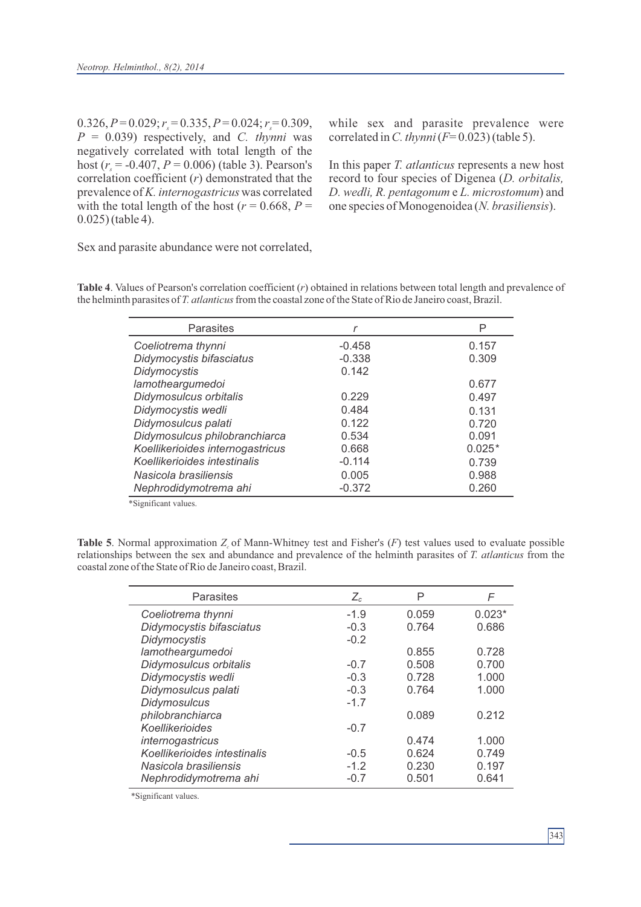0.326, $P = 0.029$; $r_s = 0.335$, $P = 0.024$; $r_s = 0.309$, $P = 0.039$) respectively, and *C. thynni* was negatively correlated with total length of the host ($r_s = -0.407$, $P = 0.006$) (table 3). Pearson's correlation coefficient ($r$) demonstrated that the prevalence of *K. internogastricus* was correlated with the total length of the host ($r = 0.668$, $P = 0.025$) (table 4).

Sex and parasite abundance were not correlated, while sex and parasite prevalence were correlated in *C. thynni* ($F = 0.023$) (table 5).

In this paper *T. atlanticus* represents a new host record to four species of Digenea (*D. orbitalis, D. wedli, R. pentagonum* e *L. microstomum*) and one species of Monogenoidea (*N. brasiliensis*).

**Table 4**. Values of Pearson's correlation coefficient ($r$) obtained in relations between total length and prevalence of the helminth parasites of *T. atlanticus* from the coastal zone of the State of Rio de Janeiro coast, Brazil.

| Parasites | $r$ | P |
|---|---|---|
| *Coeliotrema thynni* | -0.458 | 0.157 |
| *Didymocystis bifasciatus* | -0.338 | 0.309 |
| *Didymocystis lamotheargumedoi* | 0.142 | 0.677 |
| *Didymosulcus orbitalis* | 0.229 | 0.497 |
| *Didymocystis wedli* | 0.484 | 0.131 |
| *Didymosulcus palati* | 0.122 | 0.720 |
| *Didymosulcus philobranchiarca* | 0.534 | 0.091 |
| *Koellikerioides internogastricus* | 0.668 | 0.025* |
| *Koellikerioides intestinalis* | -0.114 | 0.739 |
| *Nasicola brasiliensis* | 0.005 | 0.988 |
| *Nephrodidymotrema ahi* | -0.372 | 0.260 |

*Significant values.

**Table 5**. Normal approximation $Z_c$ of Mann-Whitney test and Fisher's ($F$) test values used to evaluate possible relationships between the sex and abundance and prevalence of the helminth parasites of *T. atlanticus* from the coastal zone of the State of Rio de Janeiro coast, Brazil.

| Parasites | $Z_c$ | P | $F$ |
|---|---|---|---|
| *Coeliotrema thynni* | -1.9 | 0.059 | 0.023* |
| *Didymocystis bifasciatus* | -0.3 | 0.764 | 0.686 |
| *Didymocystis lamotheargumedoi* | -0.2 | 0.855 | 0.728 |
| *Didymosulcus orbitalis* | -0.7 | 0.508 | 0.700 |
| *Didymocystis wedli* | -0.3 | 0.728 | 1.000 |
| *Didymosulcus palati* | -0.3 | 0.764 | 1.000 |
| *Didymosulcus philobranchiarca* | -1.7 | 0.089 | 0.212 |
| *Koellikerioides internogastricus* | -0.7 | 0.474 | 1.000 |
| *Koellikerioides intestinalis* | -0.5 | 0.624 | 0.749 |
| *Nasicola brasiliensis* | -1.2 | 0.230 | 0.197 |
| *Nephrodidymotrema ahi* | -0.7 | 0.501 | 0.641 |

*Significant values.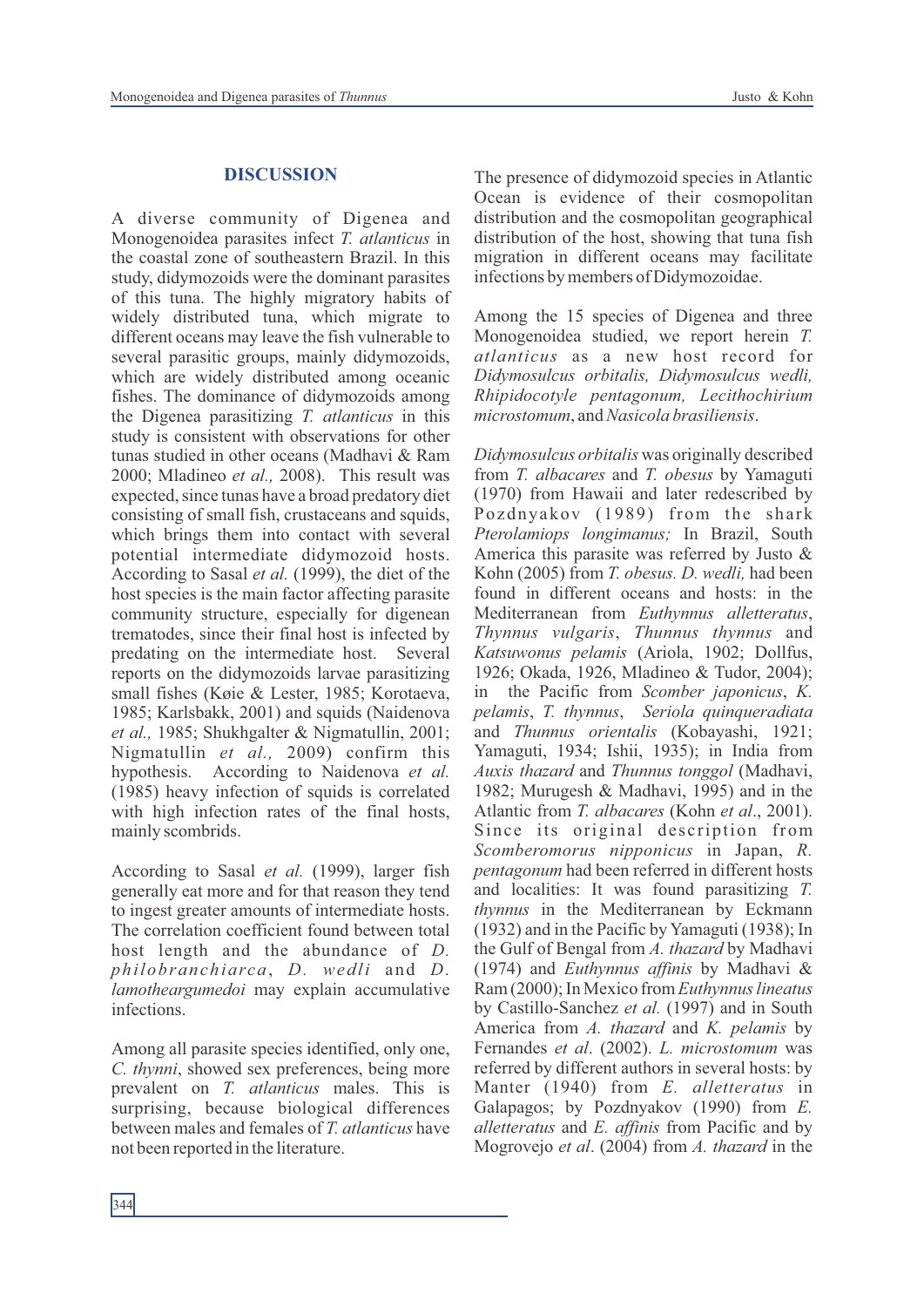## DISCUSSION

A diverse community of Digenea and Monogenoidea parasites infect *T. atlanticus* in the coastal zone of southeastern Brazil. In this study, didymozoids were the dominant parasites of this tuna. The highly migratory habits of widely distributed tuna, which migrate to different oceans may leave the fish vulnerable to several parasitic groups, mainly didymozoids, which are widely distributed among oceanic fishes. The dominance of didymozoids among the Digenea parasitizing *T. atlanticus* in this study is consistent with observations for other tunas studied in other oceans (Madhavi & Ram 2000; Mladineo *et al.,* 2008). This result was expected, since tunas have a broad predatory diet consisting of small fish, crustaceans and squids, which brings them into contact with several potential intermediate didymozoid hosts. According to Sasal *et al.* (1999), the diet of the host species is the main factor affecting parasite community structure, especially for digenean trematodes, since their final host is infected by predating on the intermediate host. Several reports on the didymozoids larvae parasitizing small fishes (Køie & Lester, 1985; Korotaeva, 1985; Karlsbakk, 2001) and squids (Naidenova *et al.,* 1985; Shukhgalter & Nigmatullin, 2001; Nigmatullin *et al.,* 2009) confirm this hypothesis. According to Naidenova *et al.* (1985) heavy infection of squids is correlated with high infection rates of the final hosts, mainly scombrids.

According to Sasal *et al.* (1999), larger fish generally eat more and for that reason they tend to ingest greater amounts of intermediate hosts. The correlation coefficient found between total host length and the abundance of *D. philobranchiarca*, *D. wedli* and *D. lamotheargumedoi* may explain accumulative infections.

Among all parasite species identified, only one, *C. thynni*, showed sex preferences, being more prevalent on *T. atlanticus* males. This is surprising, because biological differences between males and females of *T. atlanticus* have not been reported in the literature.

The presence of didymozoid species in Atlantic Ocean is evidence of their cosmopolitan distribution and the cosmopolitan geographical distribution of the host, showing that tuna fish migration in different oceans may facilitate infections by members of Didymozoidae.

Among the 15 species of Digenea and three Monogenoidea studied, we report herein *T. atlanticus* as a new host record for *Didymosulcus orbitalis, Didymosulcus wedli, Rhipidocotyle pentagonum, Lecithochirium microstomum*, and *Nasicola brasiliensis*.

*Didymosulcus orbitalis* was originally described from *T. albacares* and *T. obesus* by Yamaguti (1970) from Hawaii and later redescribed by Pozdnyakov (1989) from the shark *Pterolamiops longimanus;* In Brazil, South America this parasite was referred by Justo & Kohn (2005) from *T. obesus. D. wedli,* had been found in different oceans and hosts: in the Mediterranean from *Euthynnus alletteratus*, *Thynnus vulgaris*, *Thunnus thynnus* and *Katsuwonus pelamis* (Ariola, 1902; Dollfus, 1926; Okada, 1926, Mladineo & Tudor, 2004); in the Pacific from *Scomber japonicus*, *K. pelamis*, *T. thynnus*, *Seriola quinqueradiata* and *Thunnus orientalis* (Kobayashi, 1921; Yamaguti, 1934; Ishii, 1935); in India from *Auxis thazard* and *Thunnus tonggol* (Madhavi, 1982; Murugesh & Madhavi, 1995) and in the Atlantic from *T. albacares* (Kohn *et al*., 2001). Since its original description from *Scomberomorus nipponicus* in Japan, *R. pentagonum* had been referred in different hosts and localities: It was found parasitizing *T. thynnus* in the Mediterranean by Eckmann (1932) and in the Pacific by Yamaguti (1938); In the Gulf of Bengal from *A. thazard* by Madhavi (1974) and *Euthynnus affinis* by Madhavi & Ram (2000); In Mexico from *Euthynnus lineatus* by Castillo-Sanchez *et al.* (1997) and in South America from *A. thazard* and *K. pelamis* by Fernandes *et al*. (2002). *L. microstomum* was referred by different authors in several hosts: by Manter (1940) from *E. alletteratus* in Galapagos; by Pozdnyakov (1990) from *E. alletteratus* and *E. affinis* from Pacific and by Mogrovejo *et al*. (2004) from *A. thazard* in the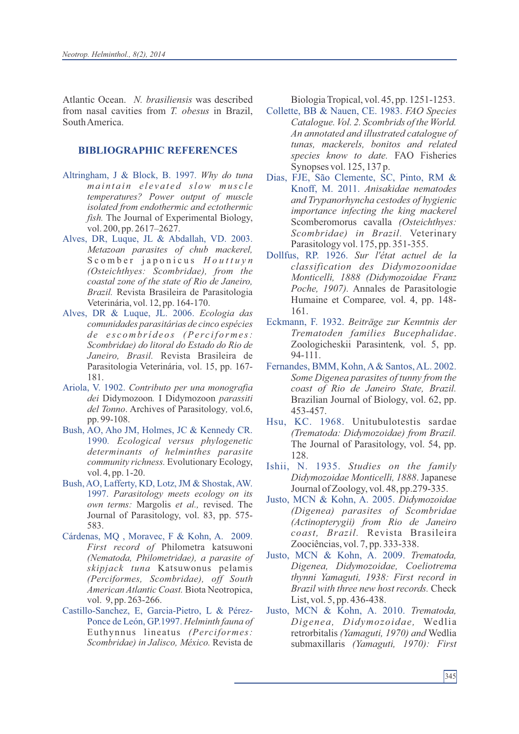Atlantic Ocean. *N. brasiliensis* was described from nasal cavities from *T. obesus* in Brazil, South America.

## BIBLIOGRAPHIC REFERENCES

Altringham, J & Block, B. 1997. *Why do tuna maintain elevated slow muscle temperatures? Power output of muscle isolated from endothermic and ectothermic fish.* The Journal of Experimental Biology, vol. 200, pp. 2617–2627.

Alves, DR, Luque, JL & Abdallah, VD. 2003. *Metazoan parasites of chub mackerel,* Scomber japonicus *Houttuyn (Osteichthyes: Scombridae), from the coastal zone of the state of Rio de Janeiro, Brazil.* Revista Brasileira de Parasitologia Veterinária, vol. 12, pp. 164-170.

Alves, DR & Luque, JL. 2006. *Ecologia das comunidades parasitárias de cinco espécies de escombrideos (Perciformes: Scombridae) do litoral do Estado do Rio de Janeiro, Brasil.* Revista Brasileira de Parasitologia Veterinária, vol. 15, pp. 167-181.

Ariola, V. 1902. *Contributo per una monografia dei* Didymozoon*. I Didymozoon parassiti del Tonno*. Archives of Parasitology, vol.6, pp. 99-108.

Bush, AO, Aho JM, Holmes, JC & Kennedy CR. 1990. *Ecological versus phylogenetic determinants of helminthes parasite community richness.* Evolutionary Ecology, vol. 4, pp. 1-20.

Bush, AO, Lafferty, KD, Lotz, JM & Shostak, AW. 1997. *Parasitology meets ecology on its own terms:* Margolis *et al.,* revised. The Journal of Parasitology, vol. 83, pp. 575-583.

Cárdenas, MQ , Moravec, F & Kohn, A. 2009. *First record of* Philometra katsuwoni *(Nematoda, Philometridae), a parasite of skipjack tuna* Katsuwonus pelamis *(Perciformes, Scombridae), off South American Atlantic Coast.* Biota Neotropica, vol. 9, pp. 263-266.

Castillo-Sanchez, E, Garcia-Pietro, L & Pérez-Ponce de León, GP.1997. *Helminth fauna of* Euthynnus lineatus *(Perciformes: Scombridae) in Jalisco, México.* Revista de Biologia Tropical, vol. 45, pp. 1251-1253.

Collette, BB & Nauen, CE. 1983. *FAO Species Catalogue. Vol. 2. Scombrids of the World. An annotated and illustrated catalogue of tunas, mackerels, bonitos and related species know to date.* FAO Fisheries Synopses vol. 125, 137 p.

Dias, FJE, São Clemente, SC, Pinto, RM & Knoff, M. 2011. *Anisakidae nematodes and Trypanorhyncha cestodes of hygienic importance infecting the king mackerel* Scomberomorus cavalla *(Osteichthyes: Scombridae) in Brazil.* Veterinary Parasitology vol. 175, pp. 351-355.

Dollfus, RP. 1926. *Sur l'état actuel de la classification des Didymozoonidae Monticelli, 1888 (Didymozoidae Franz Poche, 1907).* Annales de Parasitologie Humaine et Comparee*,* vol. 4, pp. 148-161.

Eckmann, F. 1932. *Beiträge zur Kenntnis der Trematoden families Bucephalidae*. Zoologicheskii Parasintenk*,* vol. 5, pp. 94-111.

Fernandes, BMM, Kohn, A & Santos, AL. 2002. *Some Digenea parasites of tunny from the coast of Rio de Janeiro State, Brazil.* Brazilian Journal of Biology, vol. 62, pp. 453-457.

Hsu, KC. 1968. Unitubulotestis sardae *(Trematoda: Didymozoidae) from Brazil.* The Journal of Parasitology, vol. 54, pp. 128.

Ishii, N. 1935. *Studies on the family Didymozoidae Monticelli, 1888*. Japanese Journal of Zoology, vol. 48, pp.279-335.

Justo, MCN & Kohn, A. 2005. *Didymozoidae (Digenea) parasites of Scombridae (Actinopterygii) from Rio de Janeiro coast, Brazil.* Revista Brasileira Zoociências, vol. 7, pp. 333-338.

Justo, MCN & Kohn, A. 2009. *Trematoda, Digenea, Didymozoidae, Coeliotrema thynni Yamaguti, 1938: First record in Brazil with three new host records.* Check List, vol. 5, pp. 436-438.

Justo, MCN & Kohn, A. 2010. *Trematoda, Digenea, Didymozoidae,* Wedlia retrorbitalis *(Yamaguti, 1970) and* Wedlia submaxillaris *(Yamaguti, 1970): First*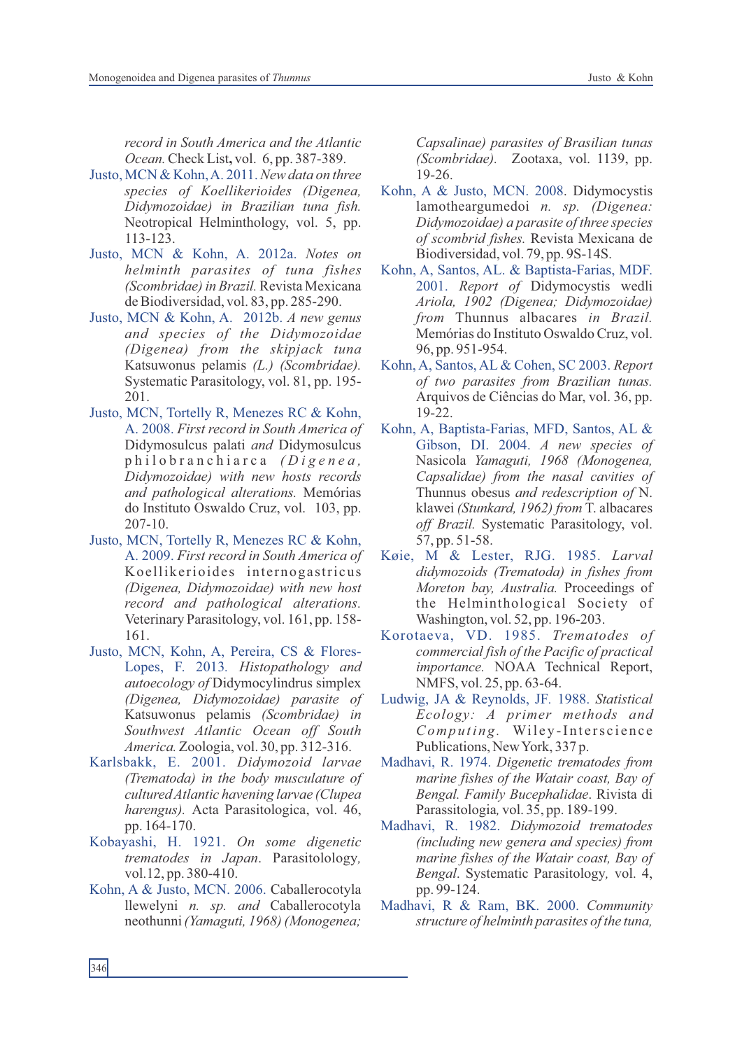*record in South America and the Atlantic Ocean.* Check List, vol. 6, pp. 387-389.

Justo, MCN & Kohn, A. 2011. *New data on three species of Koellikerioides (Digenea, Didymozoidae) in Brazilian tuna fish.* Neotropical Helminthology, vol. 5, pp. 113-123.

Justo, MCN & Kohn, A. 2012a. *Notes on helminth parasites of tuna fishes (Scombridae) in Brazil.* Revista Mexicana de Biodiversidad, vol. 83, pp. 285-290.

Justo, MCN & Kohn, A. 2012b. *A new genus and species of the Didymozoidae (Digenea) from the skipjack tuna* Katsuwonus pelamis *(L.) (Scombridae).* Systematic Parasitology, vol. 81, pp. 195-201.

Justo, MCN, Tortelly R, Menezes RC & Kohn, A. 2008. *First record in South America of* Didymosulcus palati *and* Didymosulcus philobranchiarca *(Digenea, Didymozoidae) with new hosts records and pathological alterations.* Memórias do Instituto Oswaldo Cruz, vol. 103, pp. 207-10.

Justo, MCN, Tortelly R, Menezes RC & Kohn, A. 2009. *First record in South America of* Koellikerioides internogastricus *(Digenea, Didymozoidae) with new host record and pathological alterations.* Veterinary Parasitology, vol. 161, pp. 158-161.

Justo, MCN, Kohn, A, Pereira, CS & Flores-Lopes, F. 2013. *Histopathology and autoecology of* Didymocylindrus simplex *(Digenea, Didymozoidae) parasite of* Katsuwonus pelamis *(Scombridae) in Southwest Atlantic Ocean off South America.* Zoologia, vol. 30, pp. 312-316.

Karlsbakk, E. 2001. *Didymozoid larvae (Trematoda) in the body musculature of cultured Atlantic havening larvae (Clupea harengus).* Acta Parasitologica, vol. 46, pp. 164-170.

Kobayashi, H. 1921. *On some digenetic trematodes in Japan.* Parasitolology, vol.12, pp. 380-410.

Kohn, A & Justo, MCN. 2006. Caballerocotyla llewelyni *n. sp. and* Caballerocotyla neothunni *(Yamaguti, 1968) (Monogenea; Capsalinae) parasites of Brasilian tunas (Scombridae).* Zootaxa, vol. 1139, pp. 19-26.

Kohn, A & Justo, MCN. 2008. Didymocystis lamotheargumedoi *n. sp. (Digenea: Didymozoidae) a parasite of three species of scombrid fishes.* Revista Mexicana de Biodiversidad, vol. 79, pp. 9S-14S.

Kohn, A, Santos, AL. & Baptista-Farias, MDF. 2001. *Report of* Didymocystis wedli *Ariola, 1902 (Digenea; Didymozoidae) from* Thunnus albacares *in Brazil.* Memórias do Instituto Oswaldo Cruz, vol. 96, pp. 951-954.

Kohn, A, Santos, AL & Cohen, SC 2003. *Report of two parasites from Brazilian tunas.* Arquivos de Ciências do Mar, vol. 36, pp. 19-22.

Kohn, A, Baptista-Farias, MFD, Santos, AL & Gibson, DI. 2004. *A new species of* Nasicola *Yamaguti, 1968 (Monogenea, Capsalidae) from the nasal cavities of* Thunnus obesus *and redescription of* N. klawei *(Stunkard, 1962) from* T. albacares *off Brazil.* Systematic Parasitology, vol. 57, pp. 51-58.

Køie, M & Lester, RJG. 1985. *Larval didymozoids (Trematoda) in fishes from Moreton bay, Australia.* Proceedings of the Helminthological Society of Washington, vol. 52, pp. 196-203.

Korotaeva, VD. 1985. *Trematodes of commercial fish of the Pacific of practical importance.* NOAA Technical Report, NMFS, vol. 25, pp. 63-64.

Ludwig, JA & Reynolds, JF. 1988. *Statistical Ecology: A primer methods and Computing.* Wiley-Interscience Publications, New York, 337 p.

Madhavi, R. 1974. *Digenetic trematodes from marine fishes of the Watair coast, Bay of Bengal. Family Bucephalidae.* Rivista di Parassitologia, vol. 35, pp. 189-199.

Madhavi, R. 1982. *Didymozoid trematodes (including new genera and species) from marine fishes of the Watair coast, Bay of Bengal.* Systematic Parasitology, vol. 4, pp. 99-124.

Madhavi, R & Ram, BK. 2000. *Community structure of helminth parasites of the tuna,*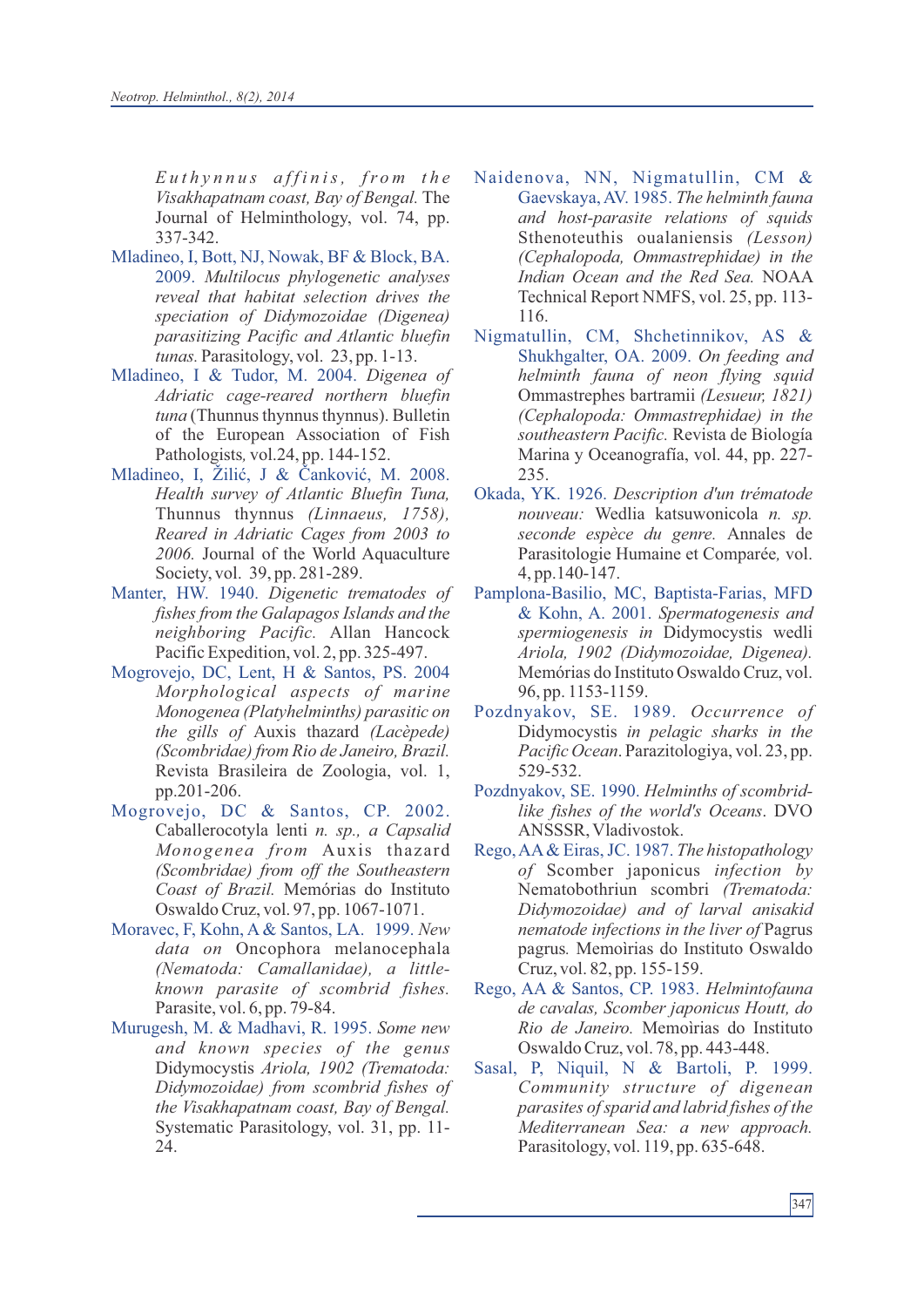*Euthynnus affinis, from the Visakhapatnam coast, Bay of Bengal.* The Journal of Helminthology, vol. 74, pp. 337-342.

Mladineo, I, Bott, NJ, Nowak, BF & Block, BA. 2009. *Multilocus phylogenetic analyses reveal that habitat selection drives the speciation of Didymozoidae (Digenea) parasitizing Pacific and Atlantic bluefin tunas.* Parasitology, vol. 23, pp. 1-13.

Mladineo, I & Tudor, M. 2004. *Digenea of Adriatic cage-reared northern bluefin tuna* (Thunnus thynnus thynnus). Bulletin of the European Association of Fish Pathologists, vol.24, pp. 144-152.

Mladineo, I, Žilić, J & Čanković, M. 2008. *Health survey of Atlantic Bluefin Tuna,* Thunnus thynnus *(Linnaeus, 1758), Reared in Adriatic Cages from 2003 to 2006.* Journal of the World Aquaculture Society, vol. 39, pp. 281-289.

Manter, HW. 1940. *Digenetic trematodes of fishes from the Galapagos Islands and the neighboring Pacific.* Allan Hancock Pacific Expedition, vol. 2, pp. 325-497.

Mogrovejo, DC, Lent, H & Santos, PS. 2004 *Morphological aspects of marine Monogenea (Platyhelminths) parasitic on the gills of* Auxis thazard *(Lacèpede) (Scombridae) from Rio de Janeiro, Brazil.* Revista Brasileira de Zoologia, vol. 1, pp.201-206.

Mogrovejo, DC & Santos, CP. 2002. Caballerocotyla lenti *n. sp., a Capsalid Monogenea from* Auxis thazard *(Scombridae) from off the Southeastern Coast of Brazil.* Memórias do Instituto Oswaldo Cruz, vol. 97, pp. 1067-1071.

Moravec, F, Kohn, A & Santos, LA. 1999. *New data on* Oncophora melanocephala *(Nematoda: Camallanidae), a little-known parasite of scombrid fishes.* Parasite, vol. 6, pp. 79-84.

Murugesh, M. & Madhavi, R. 1995. *Some new and known species of the genus* Didymocystis *Ariola, 1902 (Trematoda: Didymozoidae) from scombrid fishes of the Visakhapatnam coast, Bay of Bengal.* Systematic Parasitology, vol. 31, pp. 11-24.

Naidenova, NN, Nigmatullin, CM & Gaevskaya, AV. 1985. *The helminth fauna and host-parasite relations of squids* Sthenoteuthis oualaniensis *(Lesson) (Cephalopoda, Ommastrephidae) in the Indian Ocean and the Red Sea.* NOAA Technical Report NMFS, vol. 25, pp. 113-116.

Nigmatullin, CM, Shchetinnikov, AS & Shukhgalter, OA. 2009. *On feeding and helminth fauna of neon flying squid* Ommastrephes bartramii *(Lesueur, 1821) (Cephalopoda: Ommastrephidae) in the southeastern Pacific.* Revista de Biología Marina y Oceanografía, vol. 44, pp. 227-235.

Okada, YK. 1926. *Description d'un trématode nouveau:* Wedlia katsuwonicola *n. sp. seconde espèce du genre.* Annales de Parasitologie Humaine et Comparée, vol. 4, pp.140-147.

Pamplona-Basilio, MC, Baptista-Farias, MFD & Kohn, A. 2001. *Spermatogenesis and spermiogenesis in* Didymocystis wedli *Ariola, 1902 (Didymozoidae, Digenea).* Memórias do Instituto Oswaldo Cruz, vol. 96, pp. 1153-1159.

Pozdnyakov, SE. 1989. *Occurrence of* Didymocystis *in pelagic sharks in the Pacific Ocean.* Parazitologiya, vol. 23, pp. 529-532.

Pozdnyakov, SE. 1990. *Helminths of scombrid-like fishes of the world's Oceans*. DVO ANSSSR, Vladivostok.

Rego, AA & Eiras, JC. 1987. *The histopathology of* Scomber japonicus *infection by* Nematobothriun scombri *(Trematoda: Didymozoidae) and of larval anisakid nematode infections in the liver of* Pagrus pagrus*.* Memòirias do Instituto Oswaldo Cruz, vol. 82, pp. 155-159.

Rego, AA & Santos, CP. 1983. *Helmintofauna de cavalas, Scomber japonicus Houtt, do Rio de Janeiro.* Memoìrias do Instituto Oswaldo Cruz, vol. 78, pp. 443-448.

Sasal, P, Niquil, N & Bartoli, P. 1999. *Community structure of digenean parasites of sparid and labrid fishes of the Mediterranean Sea: a new approach.* Parasitology, vol. 119, pp. 635-648.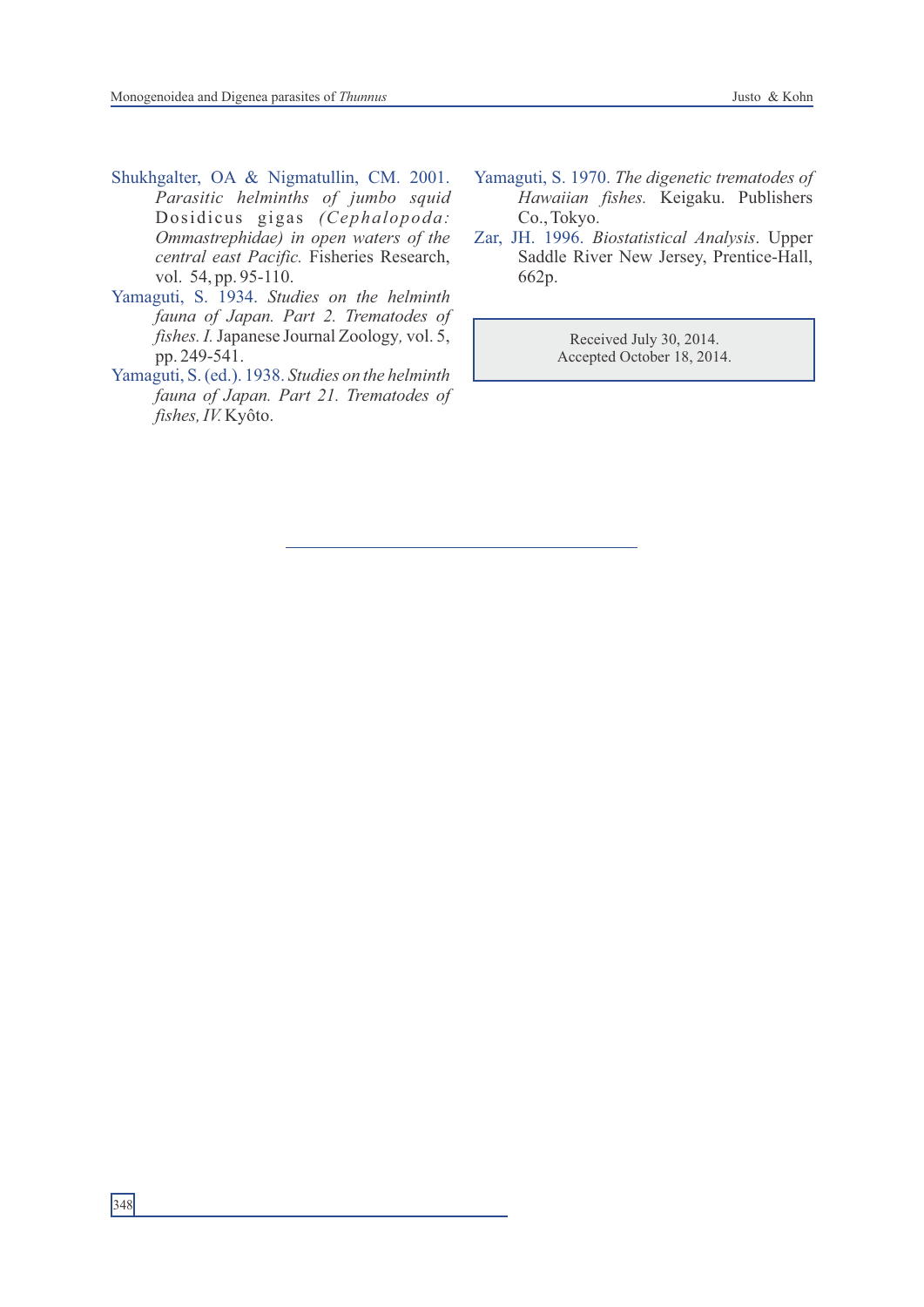Shukhgalter, OA & Nigmatullin, CM. 2001. *Parasitic helminths of jumbo squid* Dosidicus gigas *(Cephalopoda: Ommastrephidae) in open waters of the central east Pacific.* Fisheries Research, vol. 54, pp. 95-110.

Yamaguti, S. 1934. *Studies on the helminth fauna of Japan. Part 2. Trematodes of fishes. I.* Japanese Journal Zoology, vol. 5, pp. 249-541.

Yamaguti, S. (ed.). 1938. *Studies on the helminth fauna of Japan. Part 21. Trematodes of fishes, IV.* Kyôto.

Yamaguti, S. 1970. *The digenetic trematodes of Hawaiian fishes.* Keigaku. Publishers Co., Tokyo.

Zar, JH. 1996. *Biostatistical Analysis*. Upper Saddle River New Jersey, Prentice-Hall, 662p.

Received July 30, 2014.
Accepted October 18, 2014.